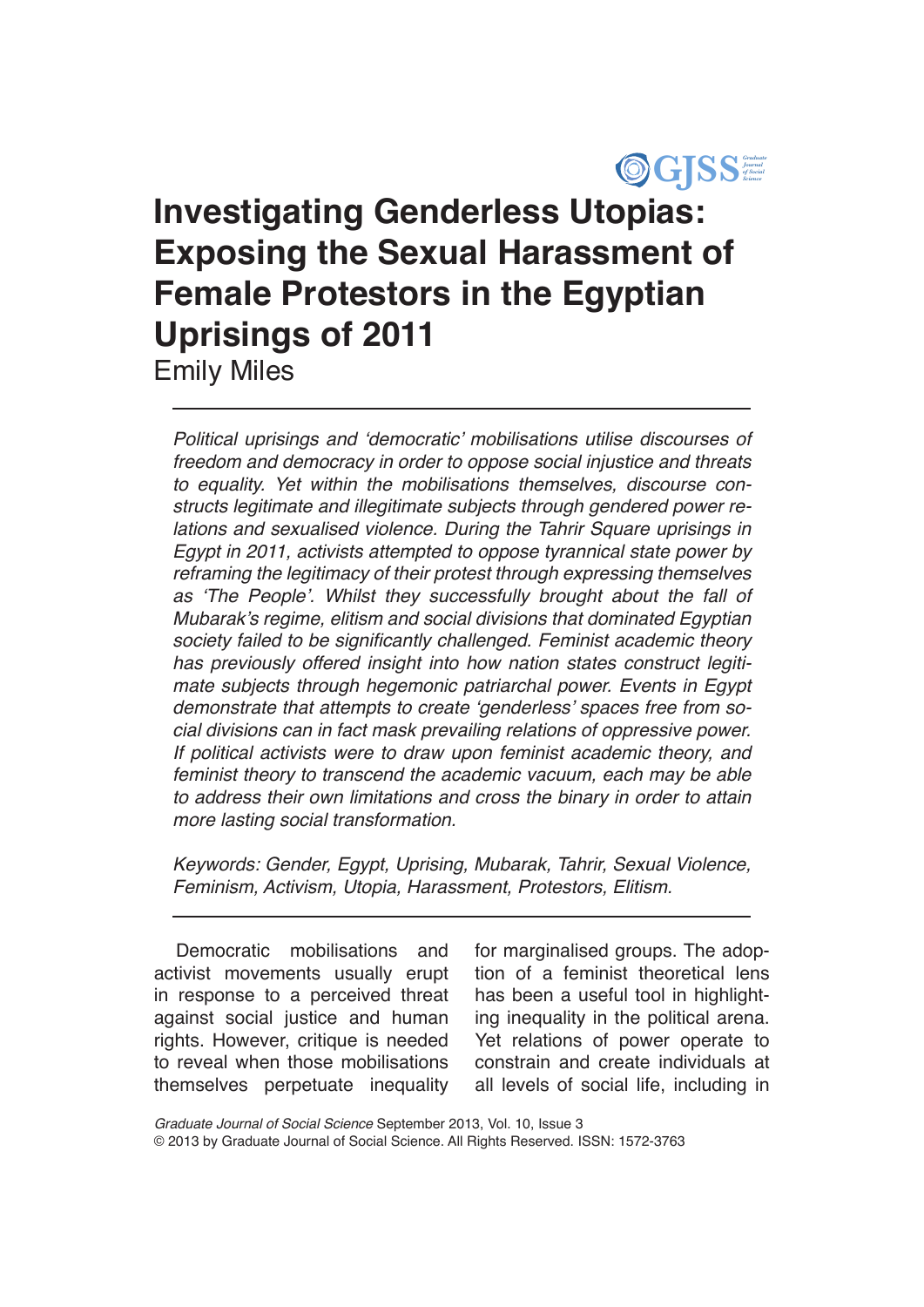# Investigating Genderless Utopias: Exposing the Sexual Harassment of Female Protestors in the Egyptian Uprisings of 2011

Emily Miles

---

*Political uprisings and 'democratic' mobilisations utilise discourses of freedom and democracy in order to oppose social injustice and threats to equality. Yet within the mobilisations themselves, discourse constructs legitimate and illegitimate subjects through gendered power relations and sexualised violence. During the Tahrir Square uprisings in Egypt in 2011, activists attempted to oppose tyrannical state power by reframing the legitimacy of their protest through expressing themselves as 'The People'. Whilst they successfully brought about the fall of Mubarak's regime, elitism and social divisions that dominated Egyptian society failed to be significantly challenged. Feminist academic theory has previously offered insight into how nation states construct legitimate subjects through hegemonic patriarchal power. Events in Egypt demonstrate that attempts to create 'genderless' spaces free from social divisions can in fact mask prevailing relations of oppressive power. If political activists were to draw upon feminist academic theory, and feminist theory to transcend the academic vacuum, each may be able to address their own limitations and cross the binary in order to attain more lasting social transformation.*

*Keywords: Gender, Egypt, Uprising, Mubarak, Tahrir, Sexual Violence, Feminism, Activism, Utopia, Harassment, Protestors, Elitism.*

---

Democratic mobilisations and activist movements usually erupt in response to a perceived threat against social justice and human rights. However, critique is needed to reveal when those mobilisations themselves perpetuate inequality for marginalised groups. The adoption of a feminist theoretical lens has been a useful tool in highlighting inequality in the political arena. Yet relations of power operate to constrain and create individuals at all levels of social life, including in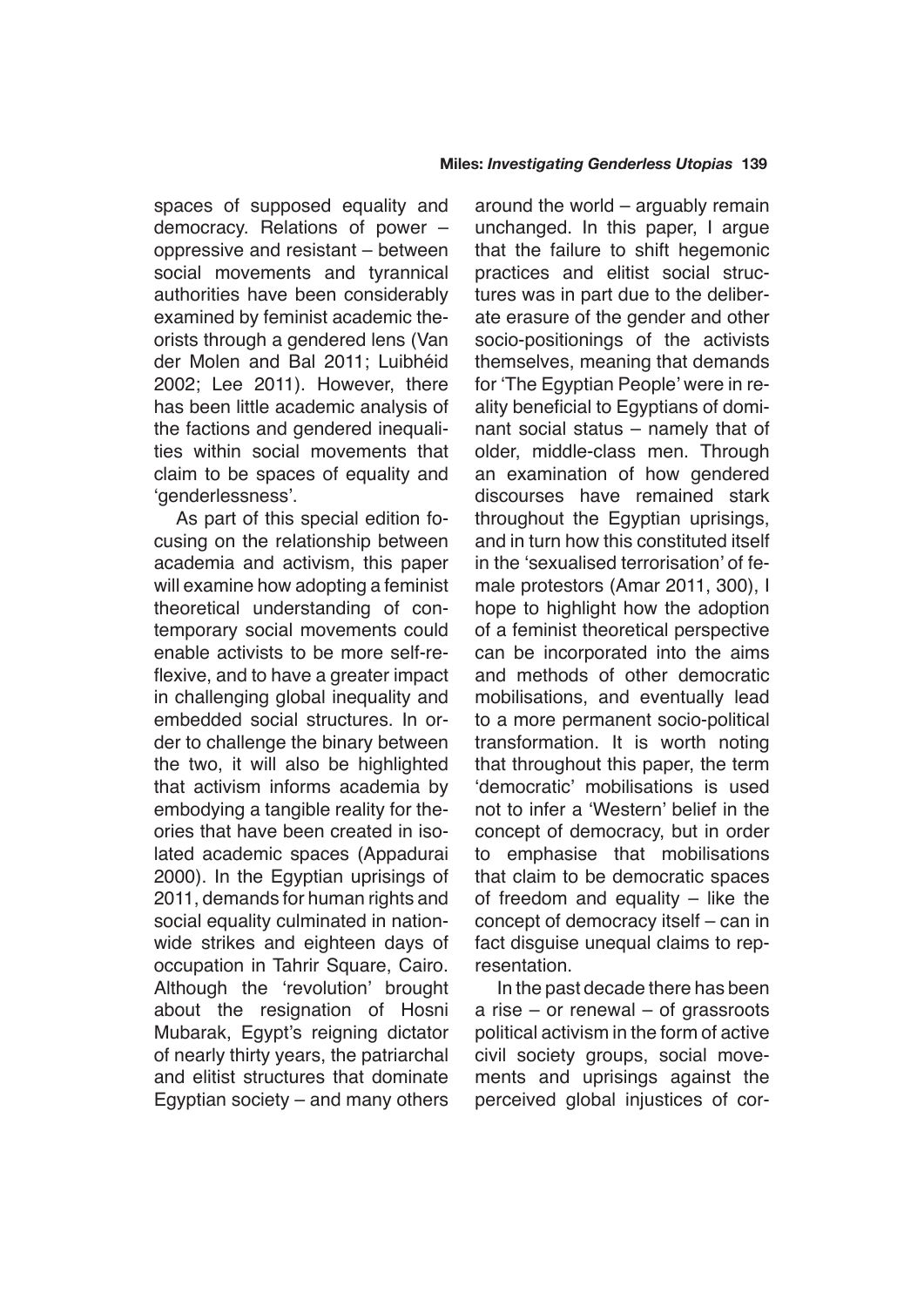spaces of supposed equality and democracy. Relations of power – oppressive and resistant – between social movements and tyrannical authorities have been considerably examined by feminist academic theorists through a gendered lens (Van der Molen and Bal 2011; Luibhéid 2002; Lee 2011). However, there has been little academic analysis of the factions and gendered inequalities within social movements that claim to be spaces of equality and 'genderlessness'.

As part of this special edition focusing on the relationship between academia and activism, this paper will examine how adopting a feminist theoretical understanding of contemporary social movements could enable activists to be more self-reflexive, and to have a greater impact in challenging global inequality and embedded social structures. In order to challenge the binary between the two, it will also be highlighted that activism informs academia by embodying a tangible reality for theories that have been created in isolated academic spaces (Appadurai 2000). In the Egyptian uprisings of 2011, demands for human rights and social equality culminated in nationwide strikes and eighteen days of occupation in Tahrir Square, Cairo. Although the 'revolution' brought about the resignation of Hosni Mubarak, Egypt's reigning dictator of nearly thirty years, the patriarchal and elitist structures that dominate Egyptian society – and many others around the world – arguably remain unchanged. In this paper, I argue that the failure to shift hegemonic practices and elitist social structures was in part due to the deliberate erasure of the gender and other socio-positionings of the activists themselves, meaning that demands for 'The Egyptian People' were in reality beneficial to Egyptians of dominant social status – namely that of older, middle-class men. Through an examination of how gendered discourses have remained stark throughout the Egyptian uprisings, and in turn how this constituted itself in the 'sexualised terrorisation' of female protestors (Amar 2011, 300), I hope to highlight how the adoption of a feminist theoretical perspective can be incorporated into the aims and methods of other democratic mobilisations, and eventually lead to a more permanent socio-political transformation. It is worth noting that throughout this paper, the term 'democratic' mobilisations is used not to infer a 'Western' belief in the concept of democracy, but in order to emphasise that mobilisations that claim to be democratic spaces of freedom and equality – like the concept of democracy itself – can in fact disguise unequal claims to representation.

In the past decade there has been a rise – or renewal – of grassroots political activism in the form of active civil society groups, social movements and uprisings against the perceived global injustices of cor-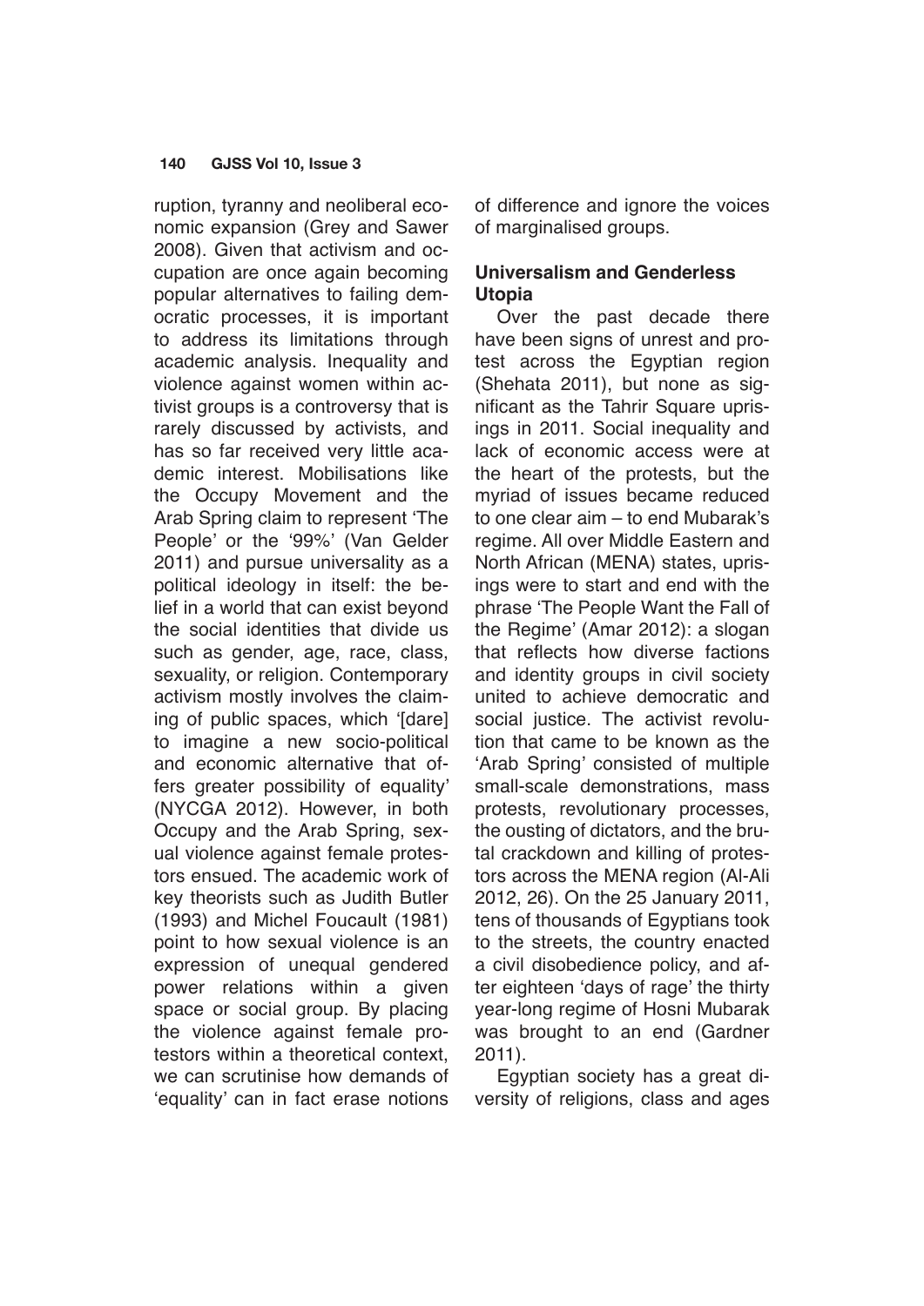ruption, tyranny and neoliberal economic expansion (Grey and Sawer 2008). Given that activism and occupation are once again becoming popular alternatives to failing democratic processes, it is important to address its limitations through academic analysis. Inequality and violence against women within activist groups is a controversy that is rarely discussed by activists, and has so far received very little academic interest. Mobilisations like the Occupy Movement and the Arab Spring claim to represent 'The People' or the '99%' (Van Gelder 2011) and pursue universality as a political ideology in itself: the belief in a world that can exist beyond the social identities that divide us such as gender, age, race, class, sexuality, or religion. Contemporary activism mostly involves the claiming of public spaces, which '[dare] to imagine a new socio-political and economic alternative that offers greater possibility of equality' (NYCGA 2012). However, in both Occupy and the Arab Spring, sexual violence against female protestors ensued. The academic work of key theorists such as Judith Butler (1993) and Michel Foucault (1981) point to how sexual violence is an expression of unequal gendered power relations within a given space or social group. By placing the violence against female protestors within a theoretical context, we can scrutinise how demands of 'equality' can in fact erase notions of difference and ignore the voices of marginalised groups.

## Universalism and Genderless Utopia

Over the past decade there have been signs of unrest and protest across the Egyptian region (Shehata 2011), but none as significant as the Tahrir Square uprisings in 2011. Social inequality and lack of economic access were at the heart of the protests, but the myriad of issues became reduced to one clear aim – to end Mubarak's regime. All over Middle Eastern and North African (MENA) states, uprisings were to start and end with the phrase 'The People Want the Fall of the Regime' (Amar 2012): a slogan that reflects how diverse factions and identity groups in civil society united to achieve democratic and social justice. The activist revolution that came to be known as the 'Arab Spring' consisted of multiple small-scale demonstrations, mass protests, revolutionary processes, the ousting of dictators, and the brutal crackdown and killing of protestors across the MENA region (Al-Ali 2012, 26). On the 25 January 2011, tens of thousands of Egyptians took to the streets, the country enacted a civil disobedience policy, and after eighteen 'days of rage' the thirty year-long regime of Hosni Mubarak was brought to an end (Gardner 2011).

Egyptian society has a great diversity of religions, class and ages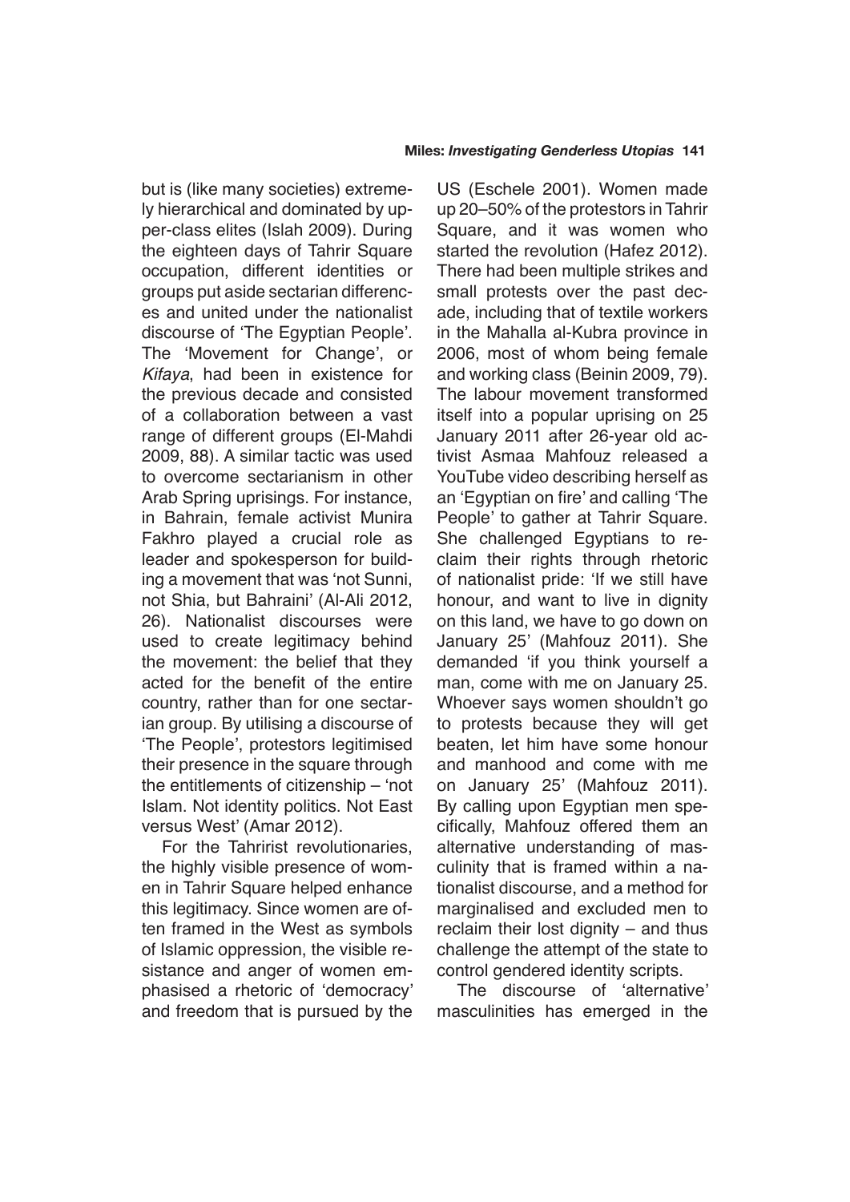but is (like many societies) extremely hierarchical and dominated by upper-class elites (Islah 2009). During the eighteen days of Tahrir Square occupation, different identities or groups put aside sectarian differences and united under the nationalist discourse of 'The Egyptian People'. The 'Movement for Change', or *Kifaya*, had been in existence for the previous decade and consisted of a collaboration between a vast range of different groups (El-Mahdi 2009, 88). A similar tactic was used to overcome sectarianism in other Arab Spring uprisings. For instance, in Bahrain, female activist Munira Fakhro played a crucial role as leader and spokesperson for building a movement that was 'not Sunni, not Shia, but Bahraini' (Al-Ali 2012, 26). Nationalist discourses were used to create legitimacy behind the movement: the belief that they acted for the benefit of the entire country, rather than for one sectarian group. By utilising a discourse of 'The People', protestors legitimised their presence in the square through the entitlements of citizenship – 'not Islam. Not identity politics. Not East versus West' (Amar 2012).

For the Tahririst revolutionaries, the highly visible presence of women in Tahrir Square helped enhance this legitimacy. Since women are often framed in the West as symbols of Islamic oppression, the visible resistance and anger of women emphasised a rhetoric of 'democracy' and freedom that is pursued by the US (Eschele 2001). Women made up 20–50% of the protestors in Tahrir Square, and it was women who started the revolution (Hafez 2012). There had been multiple strikes and small protests over the past decade, including that of textile workers in the Mahalla al-Kubra province in 2006, most of whom being female and working class (Beinin 2009, 79). The labour movement transformed itself into a popular uprising on 25 January 2011 after 26-year old activist Asmaa Mahfouz released a YouTube video describing herself as an 'Egyptian on fire' and calling 'The People' to gather at Tahrir Square. She challenged Egyptians to reclaim their rights through rhetoric of nationalist pride: 'If we still have honour, and want to live in dignity on this land, we have to go down on January 25' (Mahfouz 2011). She demanded 'if you think yourself a man, come with me on January 25. Whoever says women shouldn't go to protests because they will get beaten, let him have some honour and manhood and come with me on January 25' (Mahfouz 2011). By calling upon Egyptian men specifically, Mahfouz offered them an alternative understanding of masculinity that is framed within a nationalist discourse, and a method for marginalised and excluded men to reclaim their lost dignity – and thus challenge the attempt of the state to control gendered identity scripts.

The discourse of 'alternative' masculinities has emerged in the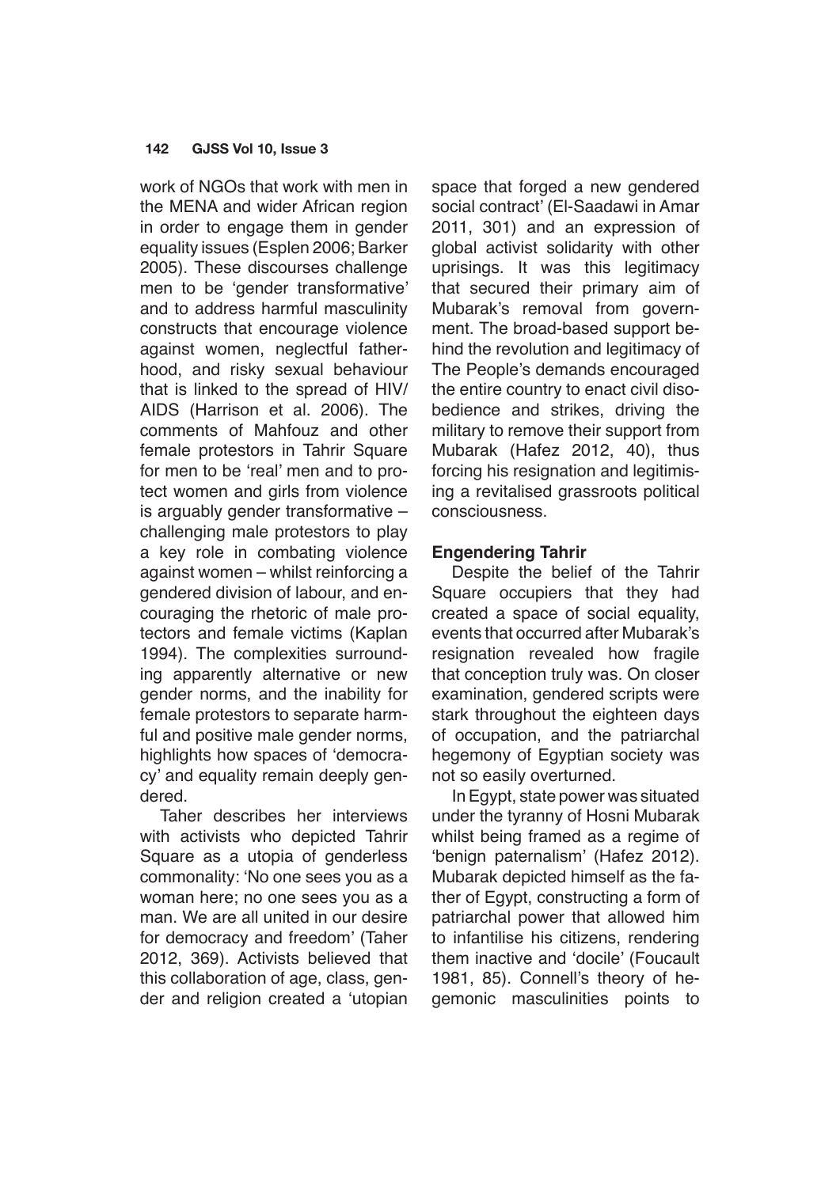work of NGOs that work with men in the MENA and wider African region in order to engage them in gender equality issues (Esplen 2006; Barker 2005). These discourses challenge men to be 'gender transformative' and to address harmful masculinity constructs that encourage violence against women, neglectful fatherhood, and risky sexual behaviour that is linked to the spread of HIV/AIDS (Harrison et al. 2006). The comments of Mahfouz and other female protestors in Tahrir Square for men to be 'real' men and to protect women and girls from violence is arguably gender transformative – challenging male protestors to play a key role in combating violence against women – whilst reinforcing a gendered division of labour, and encouraging the rhetoric of male protectors and female victims (Kaplan 1994). The complexities surrounding apparently alternative or new gender norms, and the inability for female protestors to separate harmful and positive male gender norms, highlights how spaces of 'democracy' and equality remain deeply gendered.

Taher describes her interviews with activists who depicted Tahrir Square as a utopia of genderless commonality: 'No one sees you as a woman here; no one sees you as a man. We are all united in our desire for democracy and freedom' (Taher 2012, 369). Activists believed that this collaboration of age, class, gender and religion created a 'utopian space that forged a new gendered social contract' (El-Saadawi in Amar 2011, 301) and an expression of global activist solidarity with other uprisings. It was this legitimacy that secured their primary aim of Mubarak's removal from government. The broad-based support behind the revolution and legitimacy of The People's demands encouraged the entire country to enact civil disobedience and strikes, driving the military to remove their support from Mubarak (Hafez 2012, 40), thus forcing his resignation and legitimising a revitalised grassroots political consciousness.

## Engendering Tahrir

Despite the belief of the Tahrir Square occupiers that they had created a space of social equality, events that occurred after Mubarak's resignation revealed how fragile that conception truly was. On closer examination, gendered scripts were stark throughout the eighteen days of occupation, and the patriarchal hegemony of Egyptian society was not so easily overturned.

In Egypt, state power was situated under the tyranny of Hosni Mubarak whilst being framed as a regime of 'benign paternalism' (Hafez 2012). Mubarak depicted himself as the father of Egypt, constructing a form of patriarchal power that allowed him to infantilise his citizens, rendering them inactive and 'docile' (Foucault 1981, 85). Connell's theory of hegemonic masculinities points to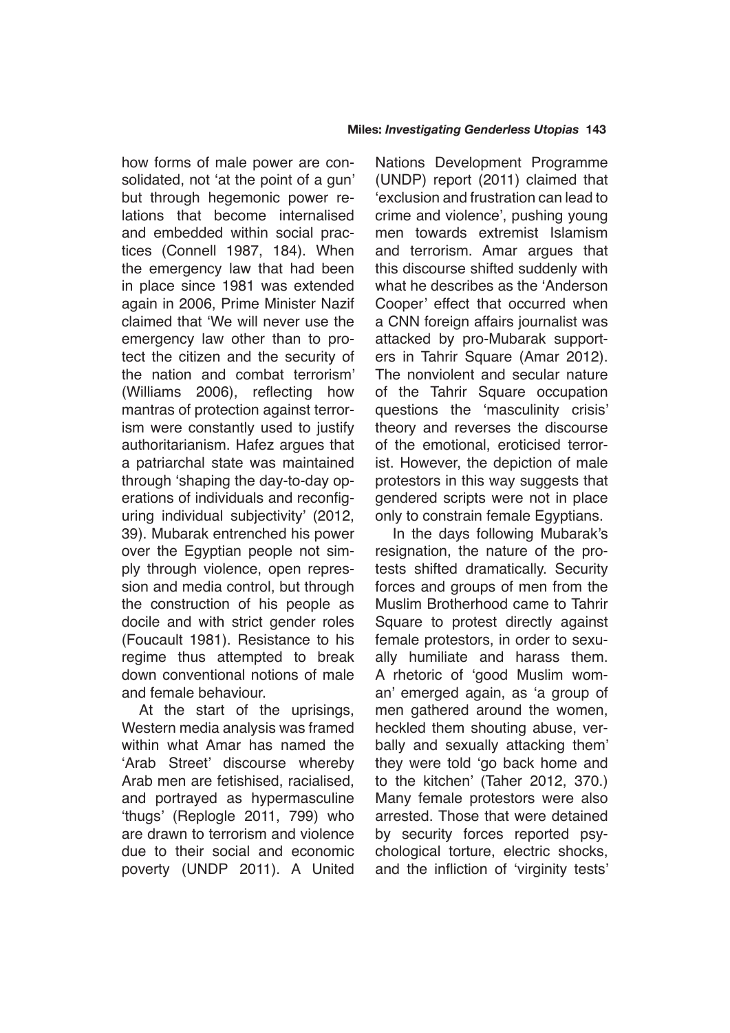how forms of male power are consolidated, not 'at the point of a gun' but through hegemonic power relations that become internalised and embedded within social practices (Connell 1987, 184). When the emergency law that had been in place since 1981 was extended again in 2006, Prime Minister Nazif claimed that 'We will never use the emergency law other than to protect the citizen and the security of the nation and combat terrorism' (Williams 2006), reflecting how mantras of protection against terrorism were constantly used to justify authoritarianism. Hafez argues that a patriarchal state was maintained through 'shaping the day-to-day operations of individuals and reconfiguring individual subjectivity' (2012, 39). Mubarak entrenched his power over the Egyptian people not simply through violence, open repression and media control, but through the construction of his people as docile and with strict gender roles (Foucault 1981). Resistance to his regime thus attempted to break down conventional notions of male and female behaviour.

At the start of the uprisings, Western media analysis was framed within what Amar has named the 'Arab Street' discourse whereby Arab men are fetishised, racialised, and portrayed as hypermasculine 'thugs' (Replogle 2011, 799) who are drawn to terrorism and violence due to their social and economic poverty (UNDP 2011). A United Nations Development Programme (UNDP) report (2011) claimed that 'exclusion and frustration can lead to crime and violence', pushing young men towards extremist Islamism and terrorism. Amar argues that this discourse shifted suddenly with what he describes as the 'Anderson Cooper' effect that occurred when a CNN foreign affairs journalist was attacked by pro-Mubarak supporters in Tahrir Square (Amar 2012). The nonviolent and secular nature of the Tahrir Square occupation questions the 'masculinity crisis' theory and reverses the discourse of the emotional, eroticised terrorist. However, the depiction of male protestors in this way suggests that gendered scripts were not in place only to constrain female Egyptians.

In the days following Mubarak's resignation, the nature of the protests shifted dramatically. Security forces and groups of men from the Muslim Brotherhood came to Tahrir Square to protest directly against female protestors, in order to sexually humiliate and harass them. A rhetoric of 'good Muslim woman' emerged again, as 'a group of men gathered around the women, heckled them shouting abuse, verbally and sexually attacking them' they were told 'go back home and to the kitchen' (Taher 2012, 370.) Many female protestors were also arrested. Those that were detained by security forces reported psychological torture, electric shocks, and the infliction of 'virginity tests'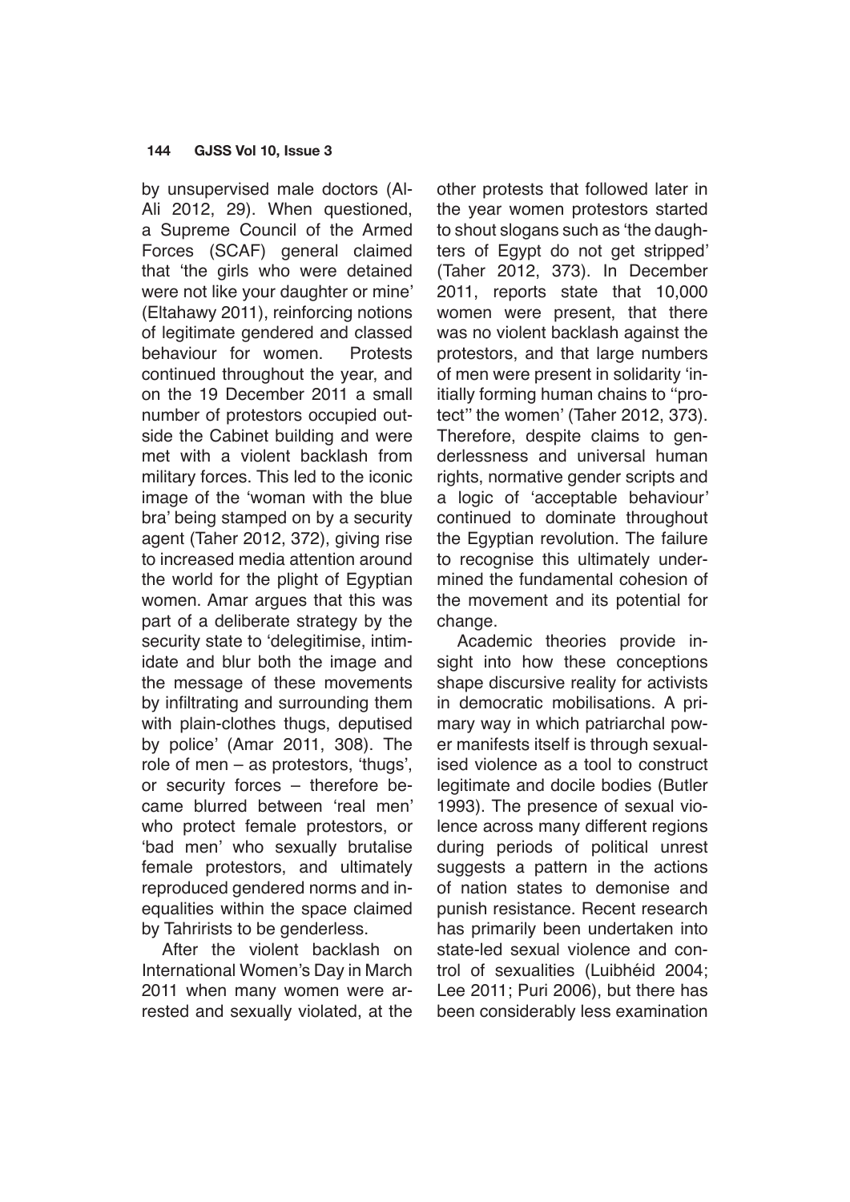by unsupervised male doctors (Al-Ali 2012, 29). When questioned, a Supreme Council of the Armed Forces (SCAF) general claimed that 'the girls who were detained were not like your daughter or mine' (Eltahawy 2011), reinforcing notions of legitimate gendered and classed behaviour for women. Protests continued throughout the year, and on the 19 December 2011 a small number of protestors occupied outside the Cabinet building and were met with a violent backlash from military forces. This led to the iconic image of the 'woman with the blue bra' being stamped on by a security agent (Taher 2012, 372), giving rise to increased media attention around the world for the plight of Egyptian women. Amar argues that this was part of a deliberate strategy by the security state to 'delegitimise, intimidate and blur both the image and the message of these movements by infiltrating and surrounding them with plain-clothes thugs, deputised by police' (Amar 2011, 308). The role of men – as protestors, 'thugs', or security forces – therefore became blurred between 'real men' who protect female protestors, or 'bad men' who sexually brutalise female protestors, and ultimately reproduced gendered norms and inequalities within the space claimed by Tahrirists to be genderless.

After the violent backlash on International Women's Day in March 2011 when many women were arrested and sexually violated, at the other protests that followed later in the year women protestors started to shout slogans such as 'the daughters of Egypt do not get stripped' (Taher 2012, 373). In December 2011, reports state that 10,000 women were present, that there was no violent backlash against the protestors, and that large numbers of men were present in solidarity 'initially forming human chains to ''protect'' the women' (Taher 2012, 373). Therefore, despite claims to genderlessness and universal human rights, normative gender scripts and a logic of 'acceptable behaviour' continued to dominate throughout the Egyptian revolution. The failure to recognise this ultimately undermined the fundamental cohesion of the movement and its potential for change.

Academic theories provide insight into how these conceptions shape discursive reality for activists in democratic mobilisations. A primary way in which patriarchal power manifests itself is through sexualised violence as a tool to construct legitimate and docile bodies (Butler 1993). The presence of sexual violence across many different regions during periods of political unrest suggests a pattern in the actions of nation states to demonise and punish resistance. Recent research has primarily been undertaken into state-led sexual violence and control of sexualities (Luibhéid 2004; Lee 2011; Puri 2006), but there has been considerably less examination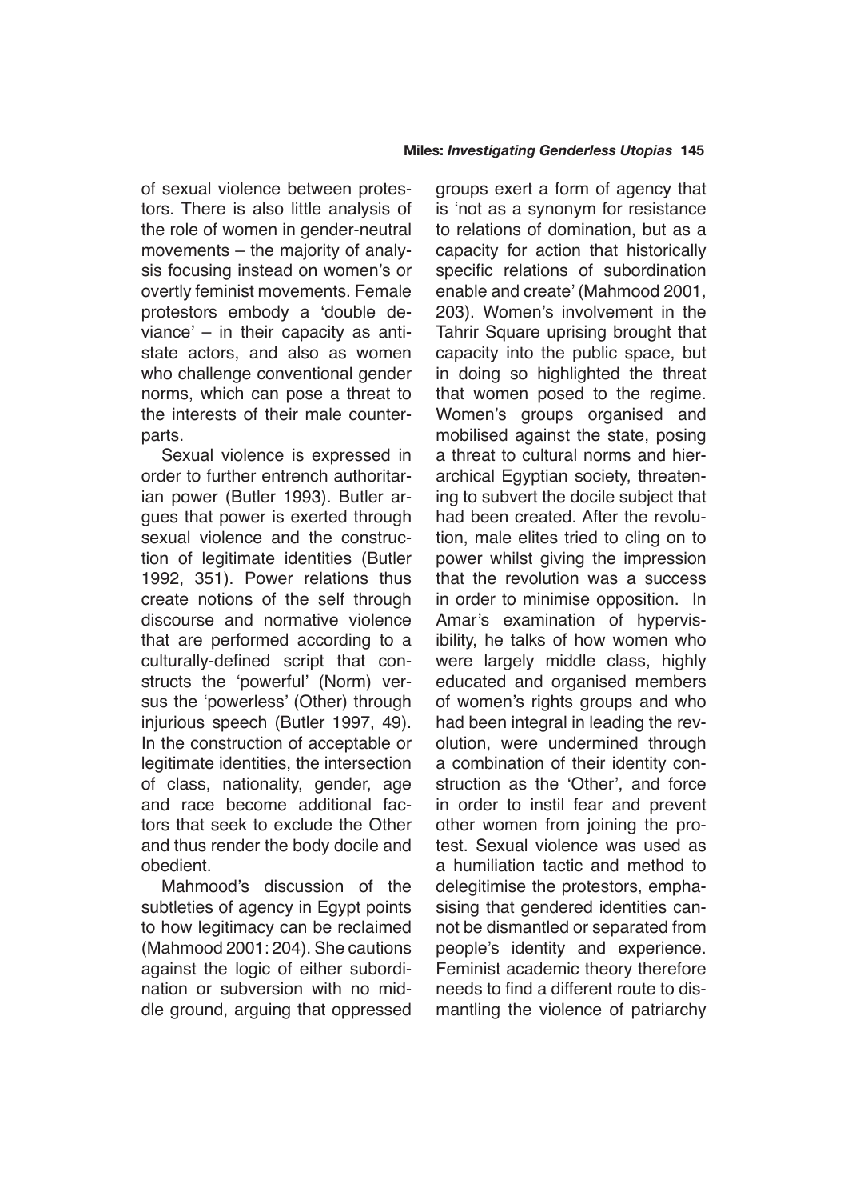of sexual violence between protestors. There is also little analysis of the role of women in gender-neutral movements – the majority of analysis focusing instead on women's or overtly feminist movements. Female protestors embody a 'double deviance' – in their capacity as anti-state actors, and also as women who challenge conventional gender norms, which can pose a threat to the interests of their male counterparts.

Sexual violence is expressed in order to further entrench authoritarian power (Butler 1993). Butler argues that power is exerted through sexual violence and the construction of legitimate identities (Butler 1992, 351). Power relations thus create notions of the self through discourse and normative violence that are performed according to a culturally-defined script that constructs the 'powerful' (Norm) versus the 'powerless' (Other) through injurious speech (Butler 1997, 49). In the construction of acceptable or legitimate identities, the intersection of class, nationality, gender, age and race become additional factors that seek to exclude the Other and thus render the body docile and obedient.

Mahmood's discussion of the subtleties of agency in Egypt points to how legitimacy can be reclaimed (Mahmood 2001: 204). She cautions against the logic of either subordination or subversion with no middle ground, arguing that oppressed groups exert a form of agency that is 'not as a synonym for resistance to relations of domination, but as a capacity for action that historically specific relations of subordination enable and create' (Mahmood 2001, 203). Women's involvement in the Tahrir Square uprising brought that capacity into the public space, but in doing so highlighted the threat that women posed to the regime. Women's groups organised and mobilised against the state, posing a threat to cultural norms and hierarchical Egyptian society, threatening to subvert the docile subject that had been created. After the revolution, male elites tried to cling on to power whilst giving the impression that the revolution was a success in order to minimise opposition. In Amar's examination of hypervisibility, he talks of how women who were largely middle class, highly educated and organised members of women's rights groups and who had been integral in leading the revolution, were undermined through a combination of their identity construction as the 'Other', and force in order to instil fear and prevent other women from joining the protest. Sexual violence was used as a humiliation tactic and method to delegitimise the protestors, emphasising that gendered identities cannot be dismantled or separated from people's identity and experience. Feminist academic theory therefore needs to find a different route to dismantling the violence of patriarchy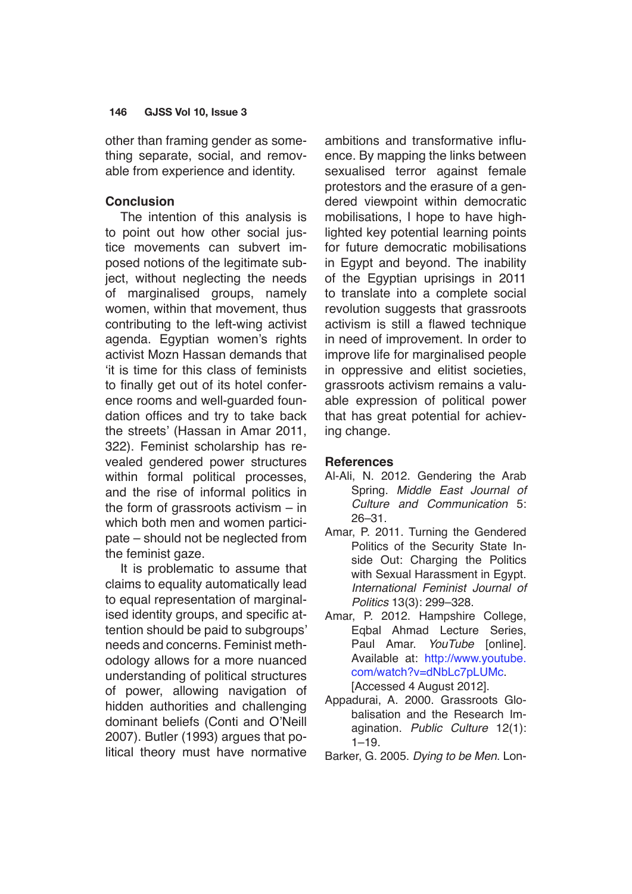other than framing gender as something separate, social, and removable from experience and identity.

## Conclusion

The intention of this analysis is to point out how other social justice movements can subvert imposed notions of the legitimate subject, without neglecting the needs of marginalised groups, namely women, within that movement, thus contributing to the left-wing activist agenda. Egyptian women's rights activist Mozn Hassan demands that 'it is time for this class of feminists to finally get out of its hotel conference rooms and well-guarded foundation offices and try to take back the streets' (Hassan in Amar 2011, 322). Feminist scholarship has revealed gendered power structures within formal political processes, and the rise of informal politics in the form of grassroots activism – in which both men and women participate – should not be neglected from the feminist gaze.

It is problematic to assume that claims to equality automatically lead to equal representation of marginalised identity groups, and specific attention should be paid to subgroups' needs and concerns. Feminist methodology allows for a more nuanced understanding of political structures of power, allowing navigation of hidden authorities and challenging dominant beliefs (Conti and O'Neill 2007). Butler (1993) argues that political theory must have normative ambitions and transformative influence. By mapping the links between sexualised terror against female protestors and the erasure of a gendered viewpoint within democratic mobilisations, I hope to have highlighted key potential learning points for future democratic mobilisations in Egypt and beyond. The inability of the Egyptian uprisings in 2011 to translate into a complete social revolution suggests that grassroots activism is still a flawed technique in need of improvement. In order to improve life for marginalised people in oppressive and elitist societies, grassroots activism remains a valuable expression of political power that has great potential for achieving change.

## References

Al-Ali, N. 2012. Gendering the Arab Spring. *Middle East Journal of Culture and Communication* 5: 26–31.

Amar, P. 2011. Turning the Gendered Politics of the Security State Inside Out: Charging the Politics with Sexual Harassment in Egypt. *International Feminist Journal of Politics* 13(3): 299–328.

Amar, P. 2012. Hampshire College, Eqbal Ahmad Lecture Series, Paul Amar. *YouTube* [online]. Available at: http://www.youtube.com/watch?v=dNbLc7pLUMc. [Accessed 4 August 2012].

Appadurai, A. 2000. Grassroots Globalisation and the Research Imagination. *Public Culture* 12(1): 1–19.

Barker, G. 2005. *Dying to be Men*. Lon-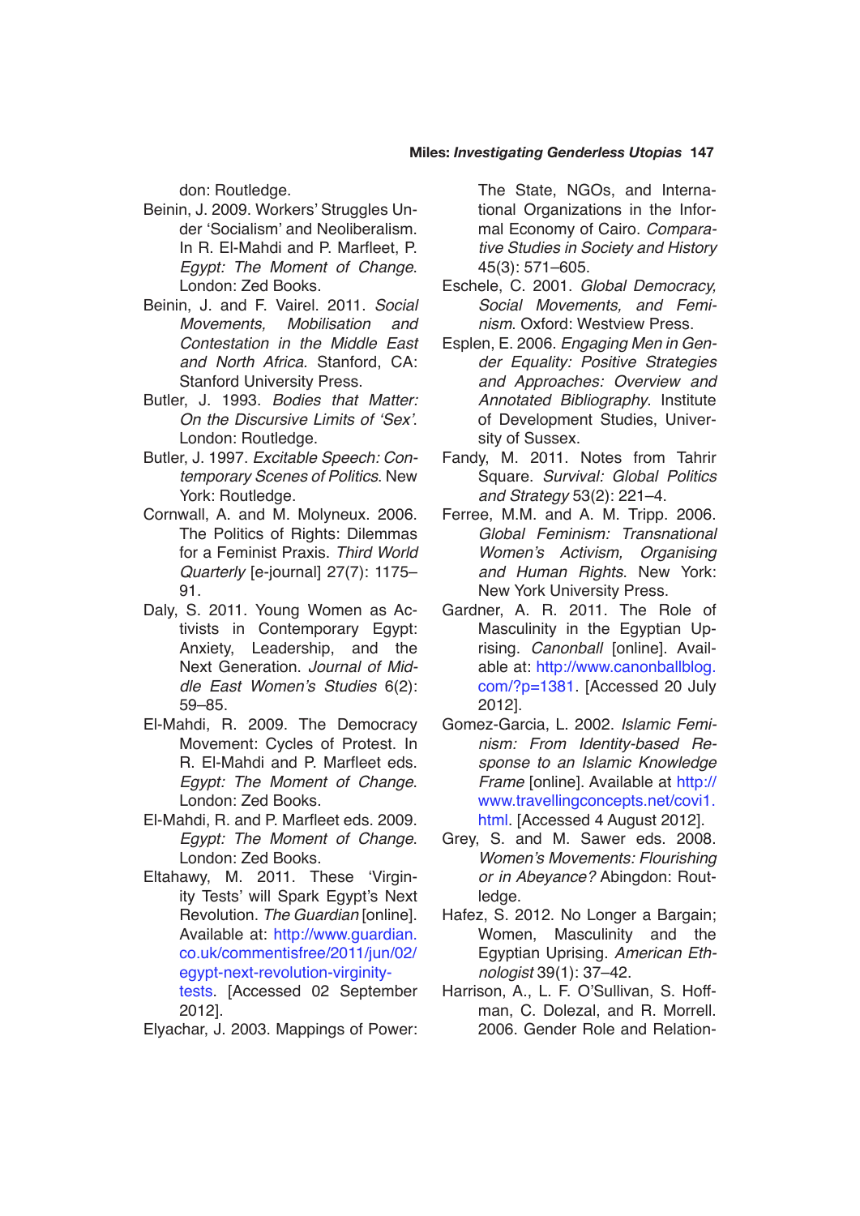don: Routledge.

Beinin, J. 2009. Workers' Struggles Under 'Socialism' and Neoliberalism. In R. El-Mahdi and P. Marfleet, P. *Egypt: The Moment of Change*. London: Zed Books.

Beinin, J. and F. Vairel. 2011. *Social Movements, Mobilisation and Contestation in the Middle East and North Africa*. Stanford, CA: Stanford University Press.

Butler, J. 1993. *Bodies that Matter: On the Discursive Limits of 'Sex'*. London: Routledge.

Butler, J. 1997. *Excitable Speech: Contemporary Scenes of Politics*. New York: Routledge.

Cornwall, A. and M. Molyneux. 2006. The Politics of Rights: Dilemmas for a Feminist Praxis. *Third World Quarterly* [e-journal] 27(7): 1175–91.

Daly, S. 2011. Young Women as Activists in Contemporary Egypt: Anxiety, Leadership, and the Next Generation. *Journal of Middle East Women's Studies* 6(2): 59–85.

El-Mahdi, R. 2009. The Democracy Movement: Cycles of Protest. In R. El-Mahdi and P. Marfleet eds. *Egypt: The Moment of Change*. London: Zed Books.

El-Mahdi, R. and P. Marfleet eds. 2009. *Egypt: The Moment of Change*. London: Zed Books.

Eltahawy, M. 2011. These 'Virginity Tests' will Spark Egypt's Next Revolution. *The Guardian* [online]. Available at: http://www.guardian.co.uk/commentisfree/2011/jun/02/egypt-next-revolution-virginity-tests. [Accessed 02 September 2012].

Elyachar, J. 2003. Mappings of Power: The State, NGOs, and International Organizations in the Informal Economy of Cairo. *Comparative Studies in Society and History* 45(3): 571–605.

Eschele, C. 2001. *Global Democracy, Social Movements, and Feminism*. Oxford: Westview Press.

Esplen, E. 2006. *Engaging Men in Gender Equality: Positive Strategies and Approaches: Overview and Annotated Bibliography*. Institute of Development Studies, University of Sussex.

Fandy, M. 2011. Notes from Tahrir Square. *Survival: Global Politics and Strategy* 53(2): 221–4.

Ferree, M.M. and A. M. Tripp. 2006. *Global Feminism: Transnational Women's Activism, Organising and Human Rights*. New York: New York University Press.

Gardner, A. R. 2011. The Role of Masculinity in the Egyptian Uprising. *Canonball* [online]. Available at: http://www.canonballblog.com/?p=1381. [Accessed 20 July 2012].

Gomez-Garcia, L. 2002. *Islamic Feminism: From Identity-based Response to an Islamic Knowledge Frame* [online]. Available at http://www.travellingconcepts.net/covi1.html. [Accessed 4 August 2012].

Grey, S. and M. Sawer eds. 2008. *Women's Movements: Flourishing or in Abeyance?* Abingdon: Routledge.

Hafez, S. 2012. No Longer a Bargain; Women, Masculinity and the Egyptian Uprising. *American Ethnologist* 39(1): 37–42.

Harrison, A., L. F. O'Sullivan, S. Hoffman, C. Dolezal, and R. Morrell. 2006. Gender Role and Relation-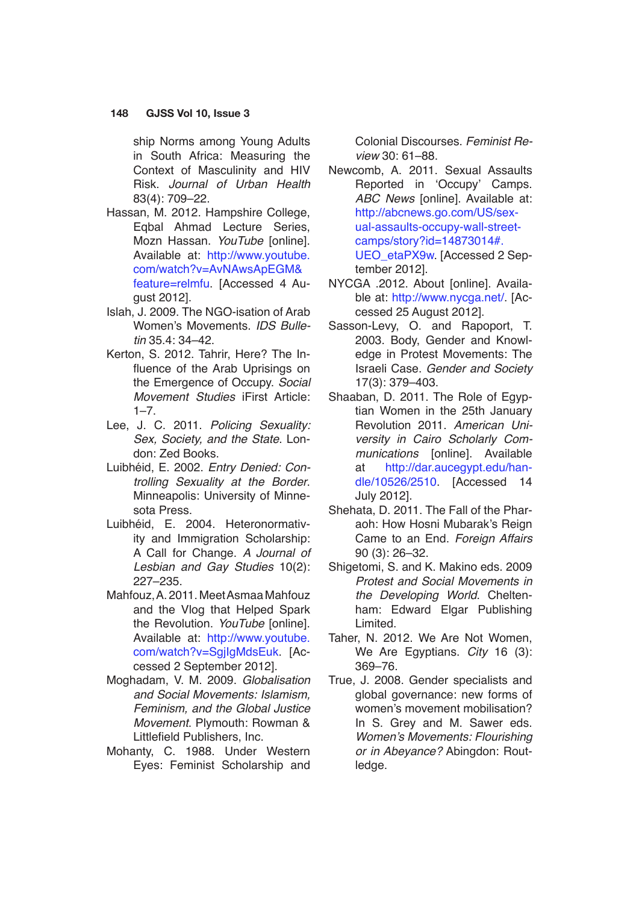ship Norms among Young Adults in South Africa: Measuring the Context of Masculinity and HIV Risk. *Journal of Urban Health* 83(4): 709–22.

Hassan, M. 2012. Hampshire College, Eqbal Ahmad Lecture Series, Mozn Hassan. *YouTube* [online]. Available at: http://www.youtube.com/watch?v=AvNAwsApEGM&feature=relmfu. [Accessed 4 August 2012].

Islah, J. 2009. The NGO-isation of Arab Women's Movements. *IDS Bulletin* 35.4: 34–42.

Kerton, S. 2012. Tahrir, Here? The Influence of the Arab Uprisings on the Emergence of Occupy. *Social Movement Studies* iFirst Article: 1–7.

Lee, J. C. 2011. *Policing Sexuality: Sex, Society, and the State*. London: Zed Books.

Luibhéid, E. 2002. *Entry Denied: Controlling Sexuality at the Border*. Minneapolis: University of Minnesota Press.

Luibhéid, E. 2004. Heteronormativity and Immigration Scholarship: A Call for Change. *A Journal of Lesbian and Gay Studies* 10(2): 227–235.

Mahfouz, A. 2011. Meet Asmaa Mahfouz and the Vlog that Helped Spark the Revolution. *YouTube* [online]. Available at: http://www.youtube.com/watch?v=SgjIgMdsEuk. [Accessed 2 September 2012].

Moghadam, V. M. 2009. *Globalisation and Social Movements: Islamism, Feminism, and the Global Justice Movement*. Plymouth: Rowman & Littlefield Publishers, Inc.

Mohanty, C. 1988. Under Western Eyes: Feminist Scholarship and Colonial Discourses. *Feminist Review* 30: 61–88.

Newcomb, A. 2011. Sexual Assaults Reported in 'Occupy' Camps. *ABC News* [online]. Available at: http://abcnews.go.com/US/sexual-assaults-occupy-wall-street-camps/story?id=14873014#.UEO_etaPX9w. [Accessed 2 September 2012].

NYCGA .2012. About [online]. Available at: http://www.nycga.net/. [Accessed 25 August 2012].

Sasson-Levy, O. and Rapoport, T. 2003. Body, Gender and Knowledge in Protest Movements: The Israeli Case. *Gender and Society* 17(3): 379–403.

Shaaban, D. 2011. The Role of Egyptian Women in the 25th January Revolution 2011. *American University in Cairo Scholarly Communications* [online]. Available at http://dar.aucegypt.edu/handle/10526/2510. [Accessed 14 July 2012].

Shehata, D. 2011. The Fall of the Pharaoh: How Hosni Mubarak's Reign Came to an End. *Foreign Affairs* 90 (3): 26–32.

Shigetomi, S. and K. Makino eds. 2009 *Protest and Social Movements in the Developing World*. Cheltenham: Edward Elgar Publishing Limited.

Taher, N. 2012. We Are Not Women, We Are Egyptians. *City* 16 (3): 369–76.

True, J. 2008. Gender specialists and global governance: new forms of women's movement mobilisation? In S. Grey and M. Sawer eds. *Women's Movements: Flourishing or in Abeyance?* Abingdon: Routledge.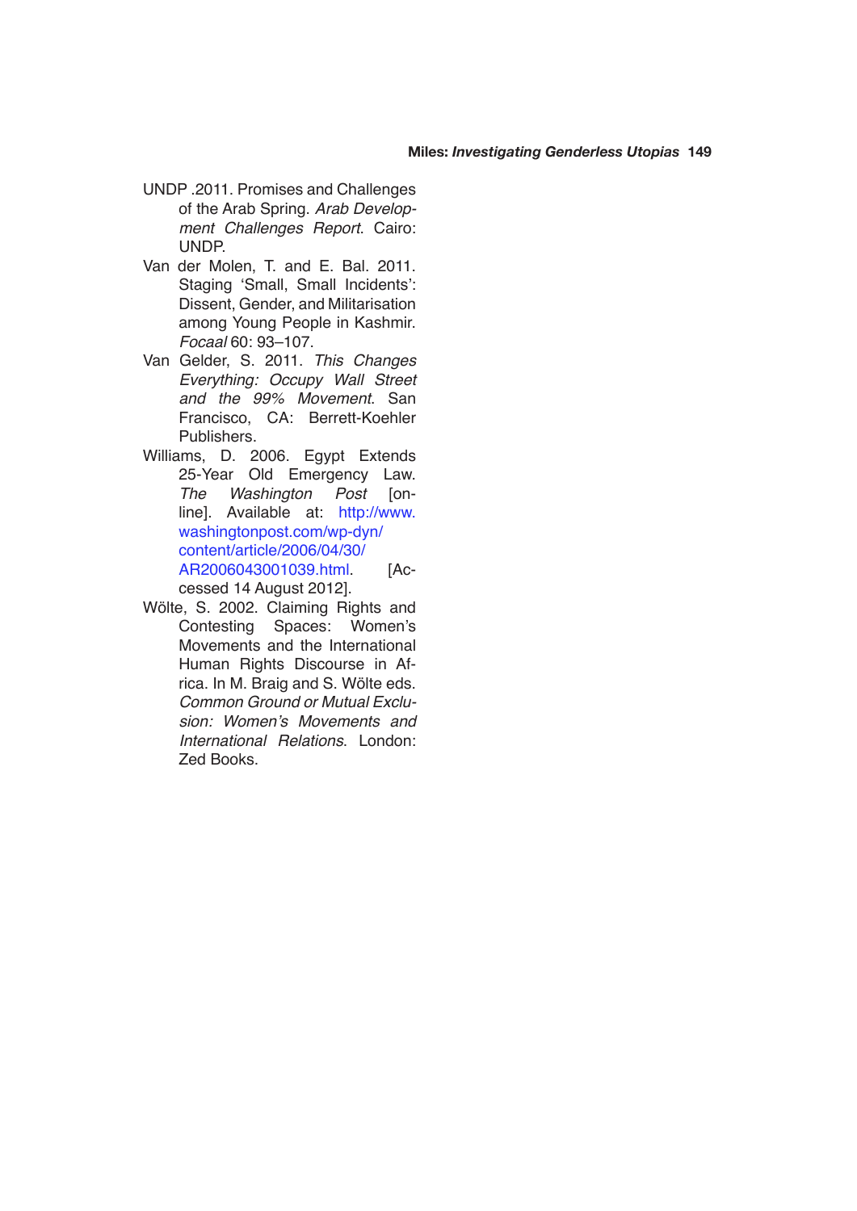UNDP .2011. Promises and Challenges of the Arab Spring. *Arab Development Challenges Report*. Cairo: UNDP.

Van der Molen, T. and E. Bal. 2011. Staging 'Small, Small Incidents': Dissent, Gender, and Militarisation among Young People in Kashmir. *Focaal* 60: 93–107.

Van Gelder, S. 2011. *This Changes Everything: Occupy Wall Street and the 99% Movement*. San Francisco, CA: Berrett-Koehler Publishers.

Williams, D. 2006. Egypt Extends 25-Year Old Emergency Law. *The Washington Post* [online]. Available at: http://www.washingtonpost.com/wp-dyn/content/article/2006/04/30/AR2006043001039.html. [Accessed 14 August 2012].

Wölte, S. 2002. Claiming Rights and Contesting Spaces: Women's Movements and the International Human Rights Discourse in Africa. In M. Braig and S. Wölte eds. *Common Ground or Mutual Exclusion: Women's Movements and International Relations*. London: Zed Books.